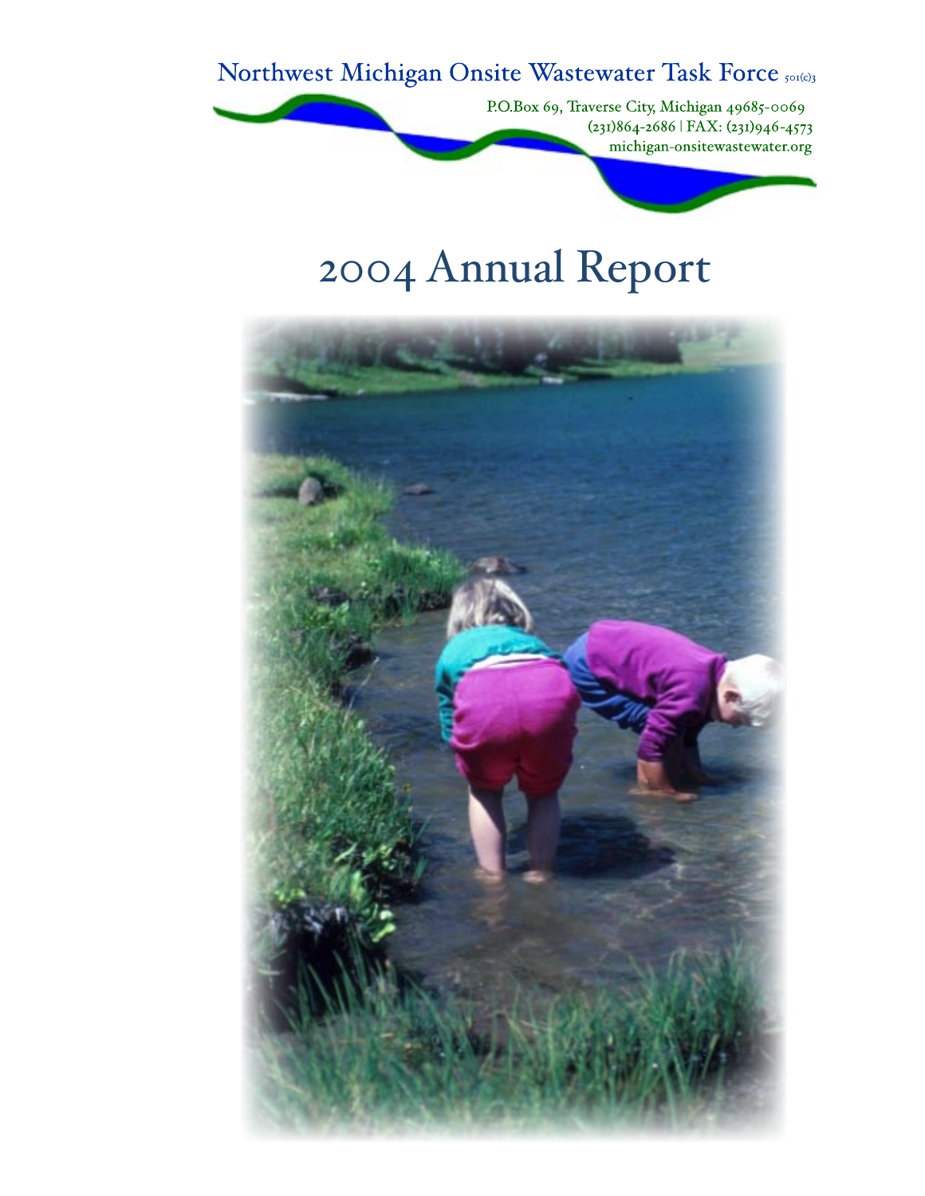Northwest Michigan Onsite Wastewater Task Force 501(c)3

P.O.Box 69, Traverse City, Michigan 49685-0069
(231)864-2686 | FAX: (231)946-4573
michigan-onsitewastewater.org

# 2004 Annual Report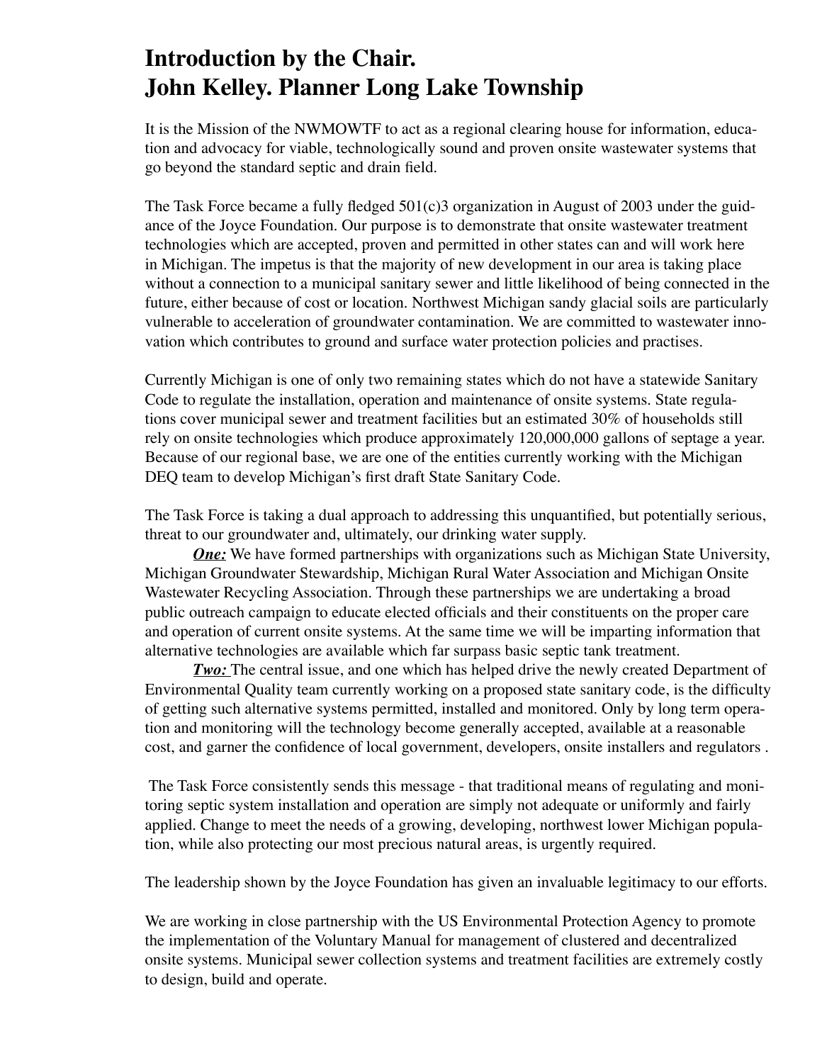# Introduction by the Chair.
# John Kelley. Planner Long Lake Township

It is the Mission of the NWMOWTF to act as a regional clearing house for information, education and advocacy for viable, technologically sound and proven onsite wastewater systems that go beyond the standard septic and drain field.

The Task Force became a fully fledged 501(c)3 organization in August of 2003 under the guidance of the Joyce Foundation. Our purpose is to demonstrate that onsite wastewater treatment technologies which are accepted, proven and permitted in other states can and will work here in Michigan. The impetus is that the majority of new development in our area is taking place without a connection to a municipal sanitary sewer and little likelihood of being connected in the future, either because of cost or location. Northwest Michigan sandy glacial soils are particularly vulnerable to acceleration of groundwater contamination. We are committed to wastewater innovation which contributes to ground and surface water protection policies and practises.

Currently Michigan is one of only two remaining states which do not have a statewide Sanitary Code to regulate the installation, operation and maintenance of onsite systems. State regulations cover municipal sewer and treatment facilities but an estimated 30% of households still rely on onsite technologies which produce approximately 120,000,000 gallons of septage a year. Because of our regional base, we are one of the entities currently working with the Michigan DEQ team to develop Michigan's first draft State Sanitary Code.

The Task Force is taking a dual approach to addressing this unquantified, but potentially serious, threat to our groundwater and, ultimately, our drinking water supply.

***One:*** We have formed partnerships with organizations such as Michigan State University, Michigan Groundwater Stewardship, Michigan Rural Water Association and Michigan Onsite Wastewater Recycling Association. Through these partnerships we are undertaking a broad public outreach campaign to educate elected officials and their constituents on the proper care and operation of current onsite systems. At the same time we will be imparting information that alternative technologies are available which far surpass basic septic tank treatment.

***Two:*** The central issue, and one which has helped drive the newly created Department of Environmental Quality team currently working on a proposed state sanitary code, is the difficulty of getting such alternative systems permitted, installed and monitored. Only by long term operation and monitoring will the technology become generally accepted, available at a reasonable cost, and garner the confidence of local government, developers, onsite installers and regulators .

The Task Force consistently sends this message - that traditional means of regulating and monitoring septic system installation and operation are simply not adequate or uniformly and fairly applied. Change to meet the needs of a growing, developing, northwest lower Michigan population, while also protecting our most precious natural areas, is urgently required.

The leadership shown by the Joyce Foundation has given an invaluable legitimacy to our efforts.

We are working in close partnership with the US Environmental Protection Agency to promote the implementation of the Voluntary Manual for management of clustered and decentralized onsite systems. Municipal sewer collection systems and treatment facilities are extremely costly to design, build and operate.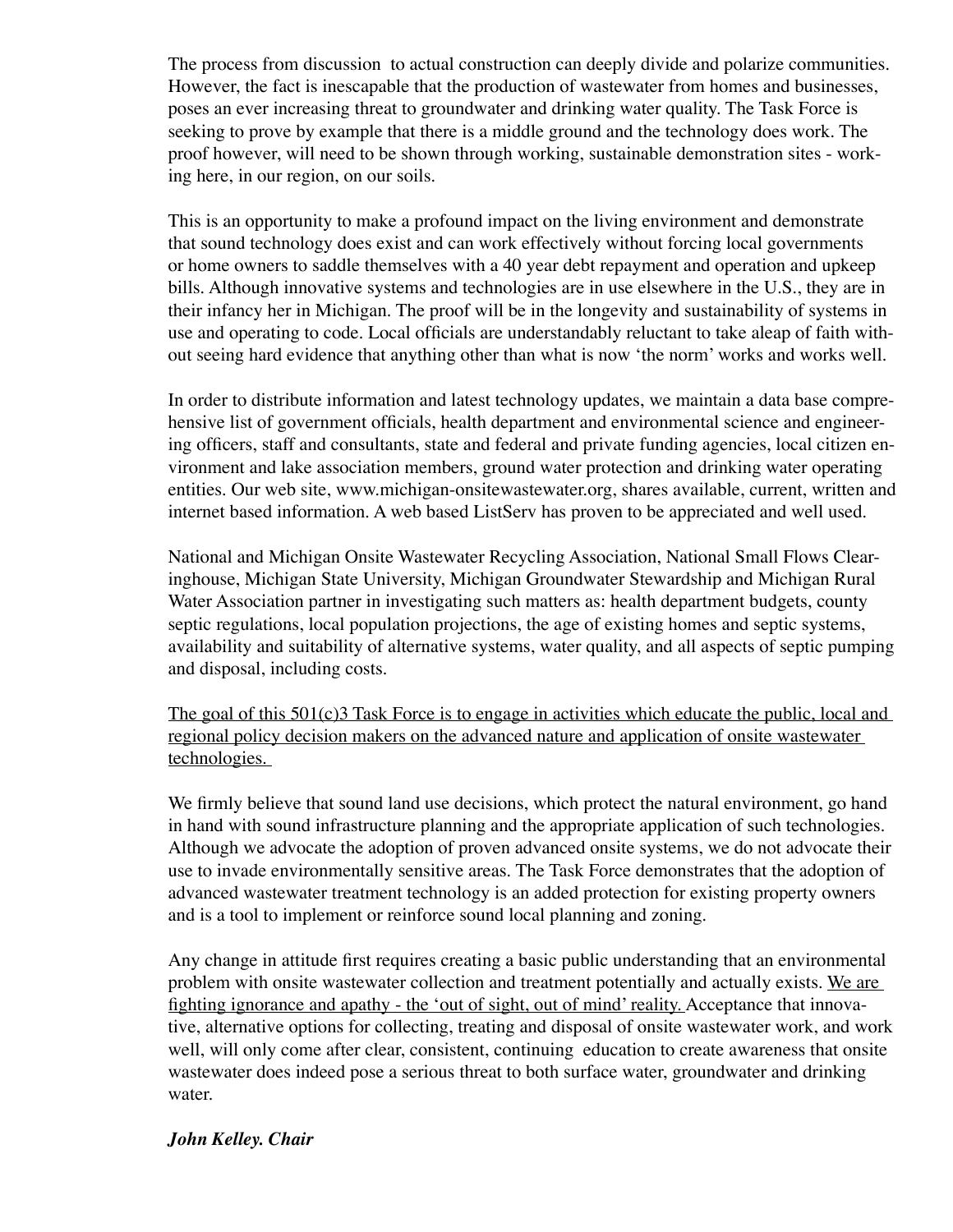The process from discussion  to actual construction can deeply divide and polarize communities. However, the fact is inescapable that the production of wastewater from homes and businesses, poses an ever increasing threat to groundwater and drinking water quality. The Task Force is seeking to prove by example that there is a middle ground and the technology does work. The proof however, will need to be shown through working, sustainable demonstration sites - working here, in our region, on our soils.

This is an opportunity to make a profound impact on the living environment and demonstrate that sound technology does exist and can work effectively without forcing local governments or home owners to saddle themselves with a 40 year debt repayment and operation and upkeep bills. Although innovative systems and technologies are in use elsewhere in the U.S., they are in their infancy her in Michigan. The proof will be in the longevity and sustainability of systems in use and operating to code. Local officials are understandably reluctant to take aleap of faith without seeing hard evidence that anything other than what is now 'the norm' works and works well.

In order to distribute information and latest technology updates, we maintain a data base comprehensive list of government officials, health department and environmental science and engineering officers, staff and consultants, state and federal and private funding agencies, local citizen environment and lake association members, ground water protection and drinking water operating entities. Our web site, www.michigan-onsitewastewater.org, shares available, current, written and internet based information. A web based ListServ has proven to be appreciated and well used.

National and Michigan Onsite Wastewater Recycling Association, National Small Flows Clearinghouse, Michigan State University, Michigan Groundwater Stewardship and Michigan Rural Water Association partner in investigating such matters as: health department budgets, county septic regulations, local population projections, the age of existing homes and septic systems, availability and suitability of alternative systems, water quality, and all aspects of septic pumping and disposal, including costs.

<u>The goal of this 501(c)3 Task Force is to engage in activities which educate the public, local and regional policy decision makers on the advanced nature and application of onsite wastewater technologies.</u>

We firmly believe that sound land use decisions, which protect the natural environment, go hand in hand with sound infrastructure planning and the appropriate application of such technologies. Although we advocate the adoption of proven advanced onsite systems, we do not advocate their use to invade environmentally sensitive areas. The Task Force demonstrates that the adoption of advanced wastewater treatment technology is an added protection for existing property owners and is a tool to implement or reinforce sound local planning and zoning.

Any change in attitude first requires creating a basic public understanding that an environmental problem with onsite wastewater collection and treatment potentially and actually exists. <u>We are fighting ignorance and apathy - the 'out of sight, out of mind' reality.</u> Acceptance that innovative, alternative options for collecting, treating and disposal of onsite wastewater work, and work well, will only come after clear, consistent, continuing  education to create awareness that onsite wastewater does indeed pose a serious threat to both surface water, groundwater and drinking water.

***John Kelley. Chair***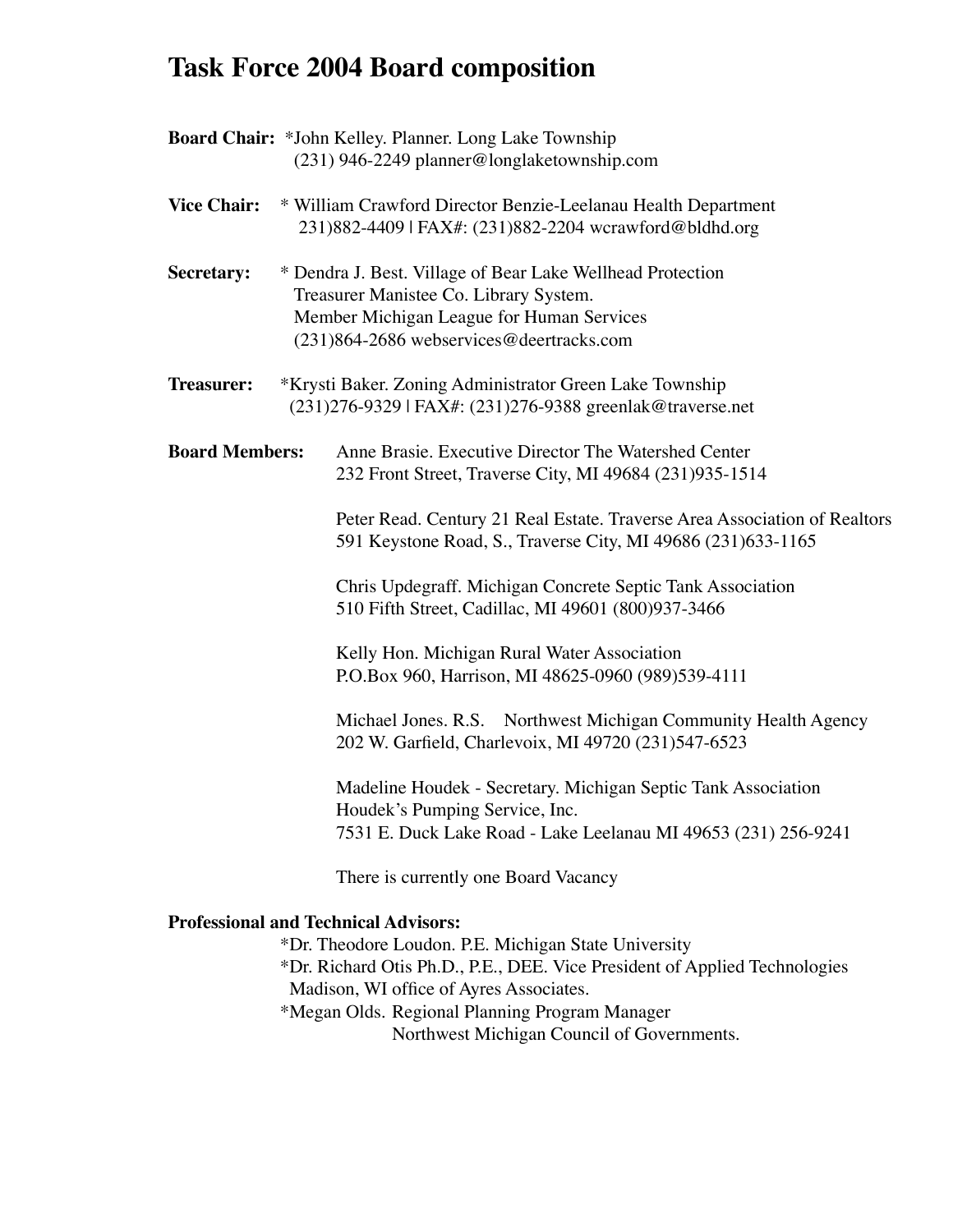# Task Force 2004 Board composition

**Board Chair:** *John Kelley. Planner. Long Lake Township
(231) 946-2249 planner@longlaketownship.com

**Vice Chair:** * William Crawford Director Benzie-Leelanau Health Department
231)882-4409 | FAX#: (231)882-2204 wcrawford@bldhd.org

**Secretary:** * Dendra J. Best. Village of Bear Lake Wellhead Protection
Treasurer Manistee Co. Library System.
Member Michigan League for Human Services
(231)864-2686 webservices@deertracks.com

**Treasurer:** *Krysti Baker. Zoning Administrator Green Lake Township
(231)276-9329 | FAX#: (231)276-9388 greenlak@traverse.net

**Board Members:**

Anne Brasie. Executive Director The Watershed Center
232 Front Street, Traverse City, MI 49684 (231)935-1514

Peter Read. Century 21 Real Estate. Traverse Area Association of Realtors
591 Keystone Road, S., Traverse City, MI 49686 (231)633-1165

Chris Updegraff. Michigan Concrete Septic Tank Association
510 Fifth Street, Cadillac, MI 49601 (800)937-3466

Kelly Hon. Michigan Rural Water Association
P.O.Box 960, Harrison, MI 48625-0960 (989)539-4111

Michael Jones. R.S. Northwest Michigan Community Health Agency
202 W. Garfield, Charlevoix, MI 49720 (231)547-6523

Madeline Houdek - Secretary. Michigan Septic Tank Association
Houdek's Pumping Service, Inc.
7531 E. Duck Lake Road - Lake Leelanau MI 49653 (231) 256-9241

There is currently one Board Vacancy

**Professional and Technical Advisors:**

*Dr. Theodore Loudon. P.E. Michigan State University
*Dr. Richard Otis Ph.D., P.E., DEE. Vice President of Applied Technologies
Madison, WI office of Ayres Associates.
*Megan Olds. Regional Planning Program Manager
Northwest Michigan Council of Governments.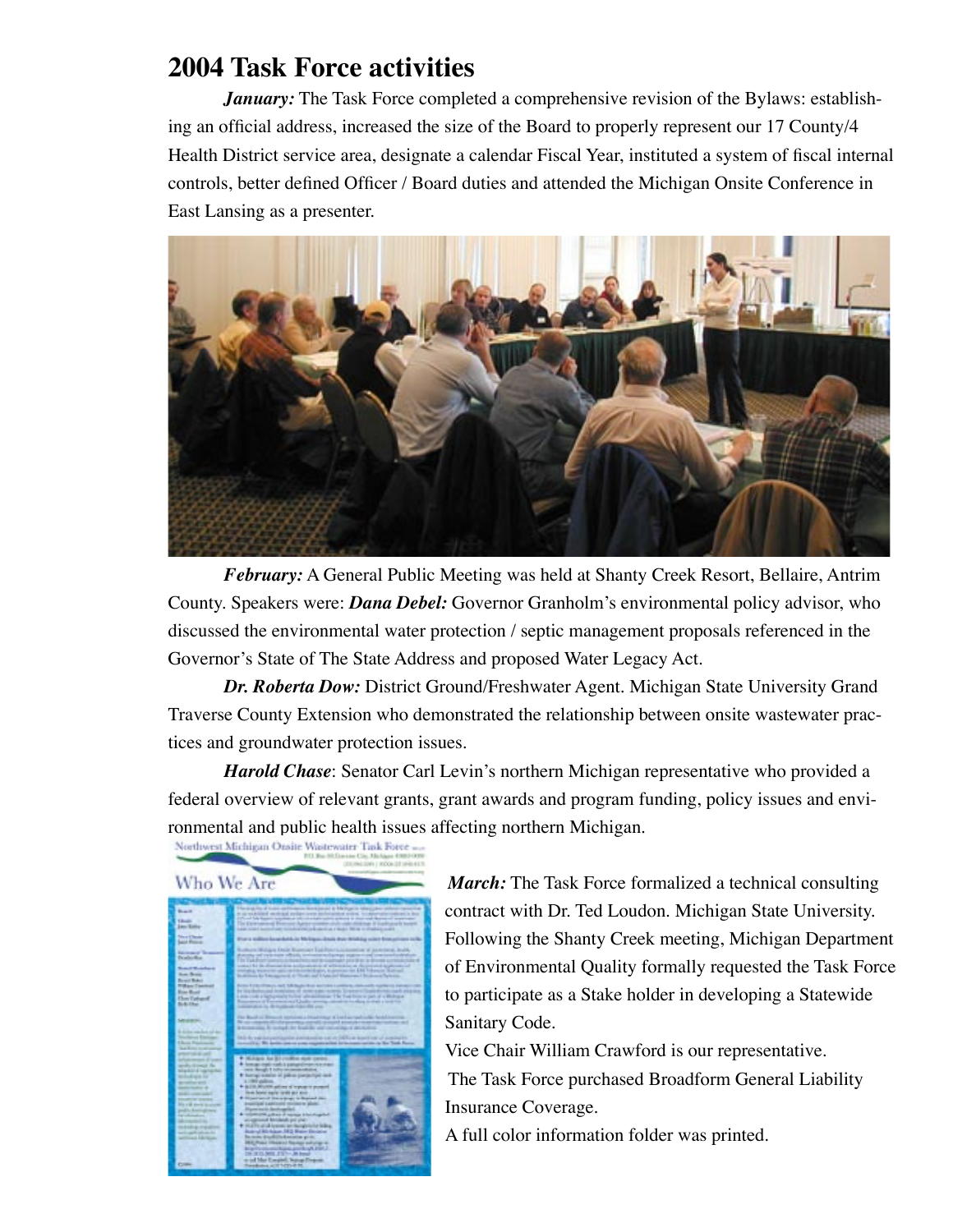# 2004 Task Force activities

***January:*** The Task Force completed a comprehensive revision of the Bylaws: establishing an official address, increased the size of the Board to properly represent our 17 County/4 Health District service area, designate a calendar Fiscal Year, instituted a system of fiscal internal controls, better defined Officer / Board duties and attended the Michigan Onsite Conference in East Lansing as a presenter.

***February:*** A General Public Meeting was held at Shanty Creek Resort, Bellaire, Antrim County. Speakers were: ***Dana Debel:*** Governor Granholm's environmental policy advisor, who discussed the environmental water protection / septic management proposals referenced in the Governor's State of The State Address and proposed Water Legacy Act.

***Dr. Roberta Dow:*** District Ground/Freshwater Agent. Michigan State University Grand Traverse County Extension who demonstrated the relationship between onsite wastewater practices and groundwater protection issues.

***Harold Chase***: Senator Carl Levin's northern Michigan representative who provided a federal overview of relevant grants, grant awards and program funding, policy issues and environmental and public health issues affecting northern Michigan.

***March:*** The Task Force formalized a technical consulting contract with Dr. Ted Loudon. Michigan State University. Following the Shanty Creek meeting, Michigan Department of Environmental Quality formally requested the Task Force to participate as a Stake holder in developing a Statewide Sanitary Code.

Vice Chair William Crawford is our representative.

The Task Force purchased Broadform General Liability Insurance Coverage.

A full color information folder was printed.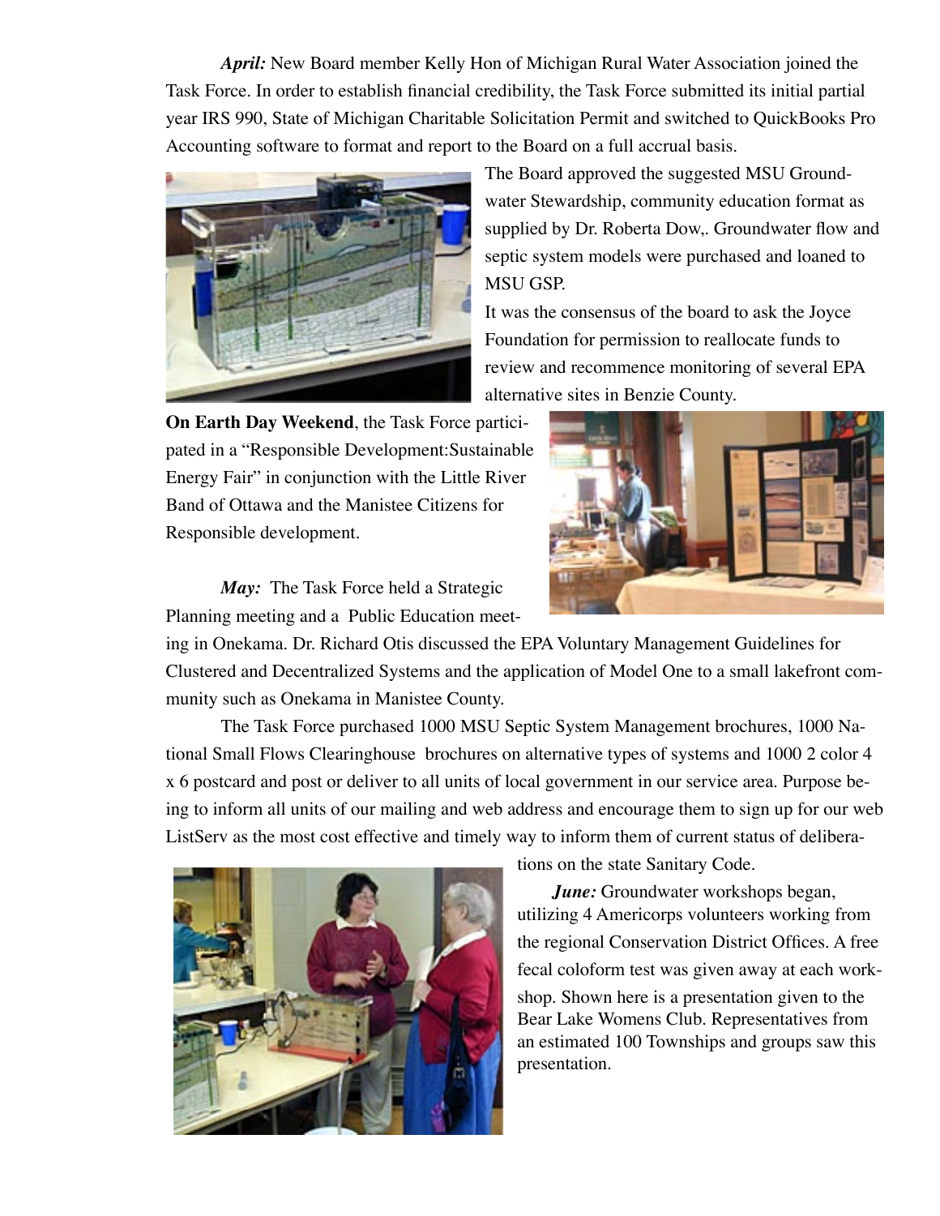*April:* New Board member Kelly Hon of Michigan Rural Water Association joined the Task Force. In order to establish financial credibility, the Task Force submitted its initial partial year IRS 990, State of Michigan Charitable Solicitation Permit and switched to QuickBooks Pro Accounting software to format and report to the Board on a full accrual basis.

The Board approved the suggested MSU Groundwater Stewardship, community education format as supplied by Dr. Roberta Dow,. Groundwater flow and septic system models were purchased and loaned to MSU GSP.

It was the consensus of the board to ask the Joyce Foundation for permission to reallocate funds to review and recommence monitoring of several EPA alternative sites in Benzie County.

**On Earth Day Weekend**, the Task Force participated in a "Responsible Development:Sustainable Energy Fair" in conjunction with the Little River Band of Ottawa and the Manistee Citizens for Responsible development.

*May:* The Task Force held a Strategic Planning meeting and a Public Education meeting in Onekama. Dr. Richard Otis discussed the EPA Voluntary Management Guidelines for Clustered and Decentralized Systems and the application of Model One to a small lakefront community such as Onekama in Manistee County.

The Task Force purchased 1000 MSU Septic System Management brochures, 1000 National Small Flows Clearinghouse brochures on alternative types of systems and 1000 2 color 4 x 6 postcard and post or deliver to all units of local government in our service area. Purpose being to inform all units of our mailing and web address and encourage them to sign up for our web ListServ as the most cost effective and timely way to inform them of current status of deliberations on the state Sanitary Code.

*June:* Groundwater workshops began, utilizing 4 Americorps volunteers working from the regional Conservation District Offices. A free fecal coloform test was given away at each workshop. Shown here is a presentation given to the Bear Lake Womens Club. Representatives from an estimated 100 Townships and groups saw this presentation.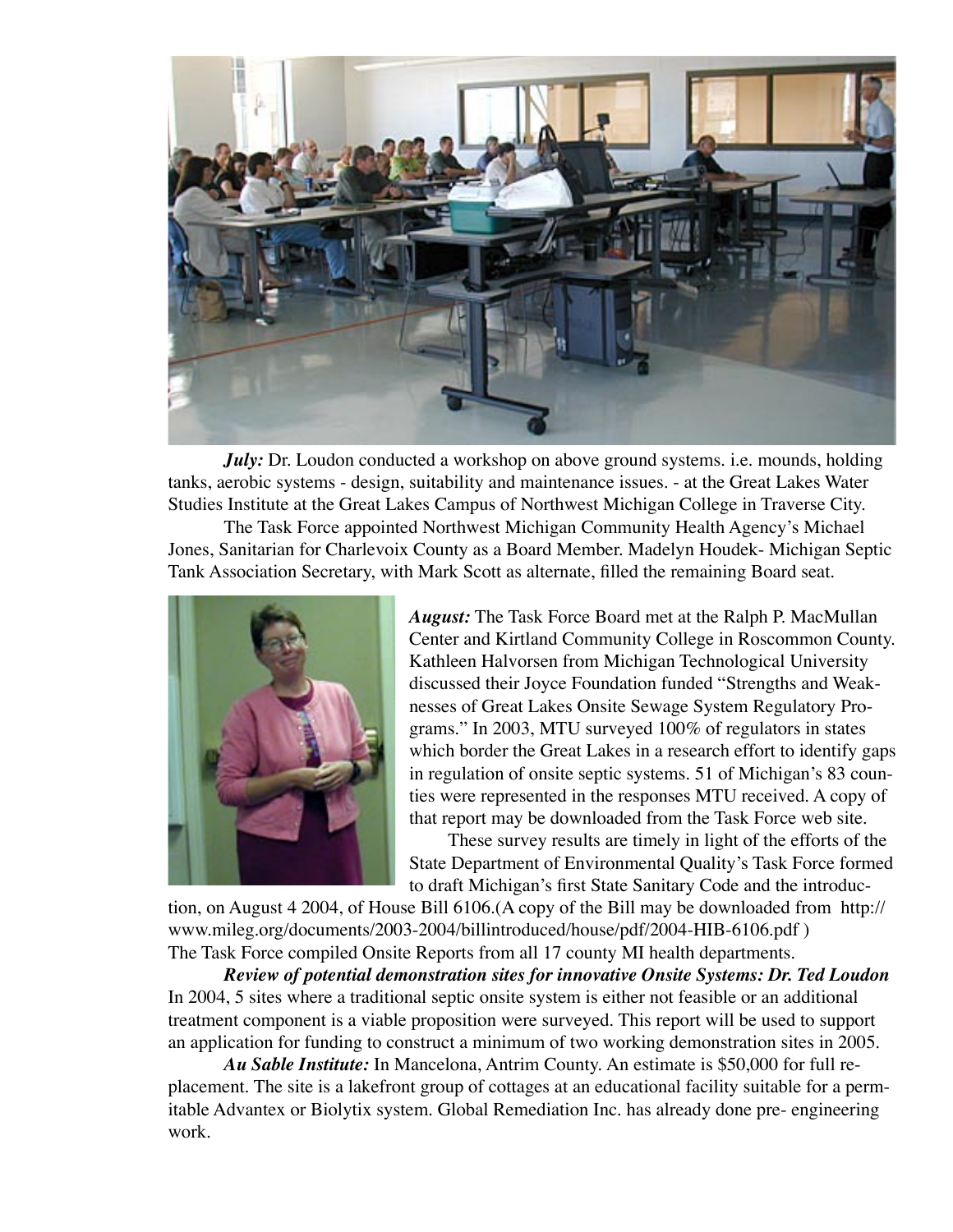***July:*** Dr. Loudon conducted a workshop on above ground systems. i.e. mounds, holding tanks, aerobic systems - design, suitability and maintenance issues. - at the Great Lakes Water Studies Institute at the Great Lakes Campus of Northwest Michigan College in Traverse City.

The Task Force appointed Northwest Michigan Community Health Agency's Michael Jones, Sanitarian for Charlevoix County as a Board Member. Madelyn Houdek- Michigan Septic Tank Association Secretary, with Mark Scott as alternate, filled the remaining Board seat.

***August:*** The Task Force Board met at the Ralph P. MacMullan Center and Kirtland Community College in Roscommon County. Kathleen Halvorsen from Michigan Technological University discussed their Joyce Foundation funded "Strengths and Weaknesses of Great Lakes Onsite Sewage System Regulatory Programs." In 2003, MTU surveyed 100% of regulators in states which border the Great Lakes in a research effort to identify gaps in regulation of onsite septic systems. 51 of Michigan's 83 counties were represented in the responses MTU received. A copy of that report may be downloaded from the Task Force web site.

These survey results are timely in light of the efforts of the State Department of Environmental Quality's Task Force formed to draft Michigan's first State Sanitary Code and the introduction, on August 4 2004, of House Bill 6106.(A copy of the Bill may be downloaded from http://www.mileg.org/documents/2003-2004/billintroduced/house/pdf/2004-HIB-6106.pdf )
The Task Force compiled Onsite Reports from all 17 county MI health departments.

***Review of potential demonstration sites for innovative Onsite Systems: Dr. Ted Loudon***
In 2004, 5 sites where a traditional septic onsite system is either not feasible or an additional treatment component is a viable proposition were surveyed. This report will be used to support an application for funding to construct a minimum of two working demonstration sites in 2005.

***Au Sable Institute:*** In Mancelona, Antrim County. An estimate is $50,000 for full replacement. The site is a lakefront group of cottages at an educational facility suitable for a permitable Advantex or Biolytix system. Global Remediation Inc. has already done pre- engineering work.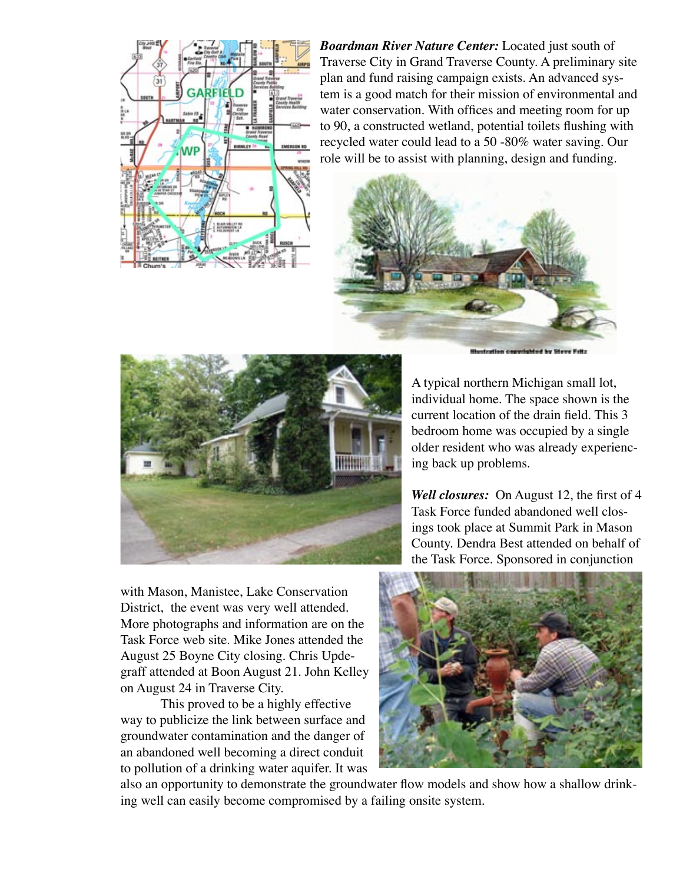***Boardman River Nature Center:*** Located just south of Traverse City in Grand Traverse County. A preliminary site plan and fund raising campaign exists. An advanced system is a good match for their mission of environmental and water conservation. With offices and meeting room for up to 90, a constructed wetland, potential toilets flushing with recycled water could lead to a 50 -80% water saving. Our role will be to assist with planning, design and funding.

Illustration copyrighted by Steve Fritz

A typical northern Michigan small lot, individual home. The space shown is the current location of the drain field. This 3 bedroom home was occupied by a single older resident who was already experiencing back up problems.

***Well closures:*** On August 12, the first of 4 Task Force funded abandoned well closings took place at Summit Park in Mason County. Dendra Best attended on behalf of the Task Force. Sponsored in conjunction with Mason, Manistee, Lake Conservation District, the event was very well attended. More photographs and information are on the Task Force web site. Mike Jones attended the August 25 Boyne City closing. Chris Updegraff attended at Boon August 21. John Kelley on August 24 in Traverse City.

This proved to be a highly effective way to publicize the link between surface and groundwater contamination and the danger of an abandoned well becoming a direct conduit to pollution of a drinking water aquifer. It was also an opportunity to demonstrate the groundwater flow models and show how a shallow drinking well can easily become compromised by a failing onsite system.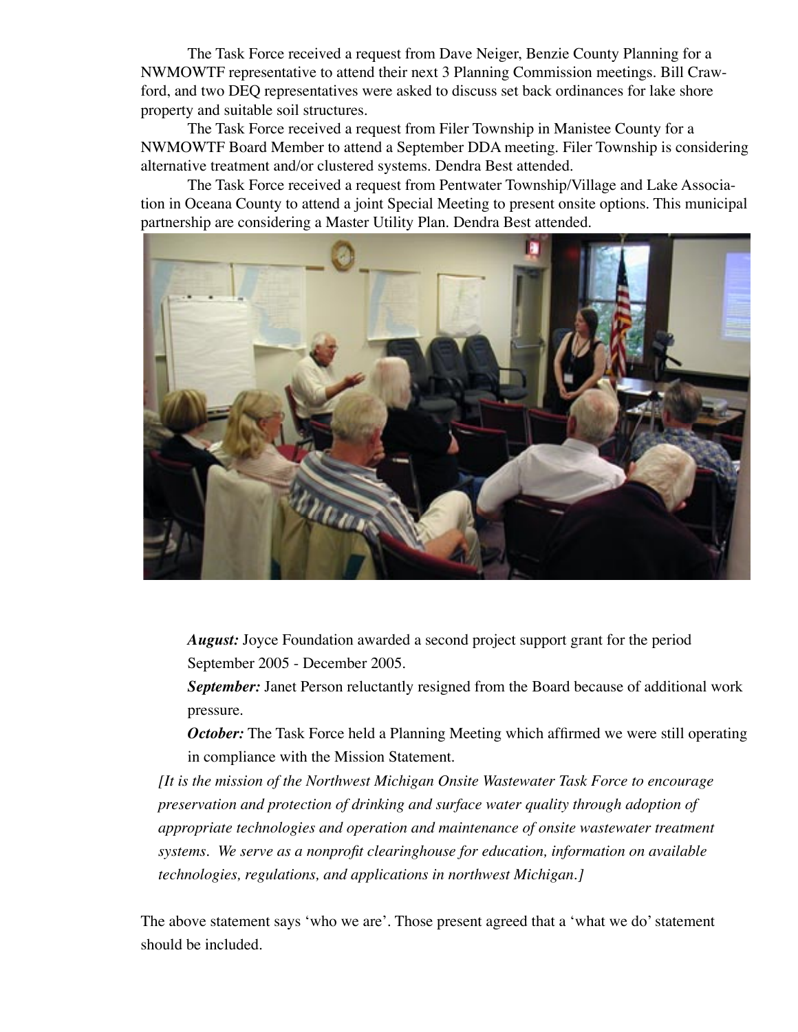The Task Force received a request from Dave Neiger, Benzie County Planning for a NWMOWTF representative to attend their next 3 Planning Commission meetings. Bill Crawford, and two DEQ representatives were asked to discuss set back ordinances for lake shore property and suitable soil structures.

The Task Force received a request from Filer Township in Manistee County for a NWMOWTF Board Member to attend a September DDA meeting. Filer Township is considering alternative treatment and/or clustered systems. Dendra Best attended.

The Task Force received a request from Pentwater Township/Village and Lake Association in Oceana County to attend a joint Special Meeting to present onsite options. This municipal partnership are considering a Master Utility Plan. Dendra Best attended.

***August:*** Joyce Foundation awarded a second project support grant for the period September 2005 - December 2005.

***September:*** Janet Person reluctantly resigned from the Board because of additional work pressure.

***October:*** The Task Force held a Planning Meeting which affirmed we were still operating in compliance with the Mission Statement.

*[It is the mission of the Northwest Michigan Onsite Wastewater Task Force to encourage preservation and protection of drinking and surface water quality through adoption of appropriate technologies and operation and maintenance of onsite wastewater treatment systems. We serve as a nonprofit clearinghouse for education, information on available technologies, regulations, and applications in northwest Michigan.]*

The above statement says 'who we are'. Those present agreed that a 'what we do' statement should be included.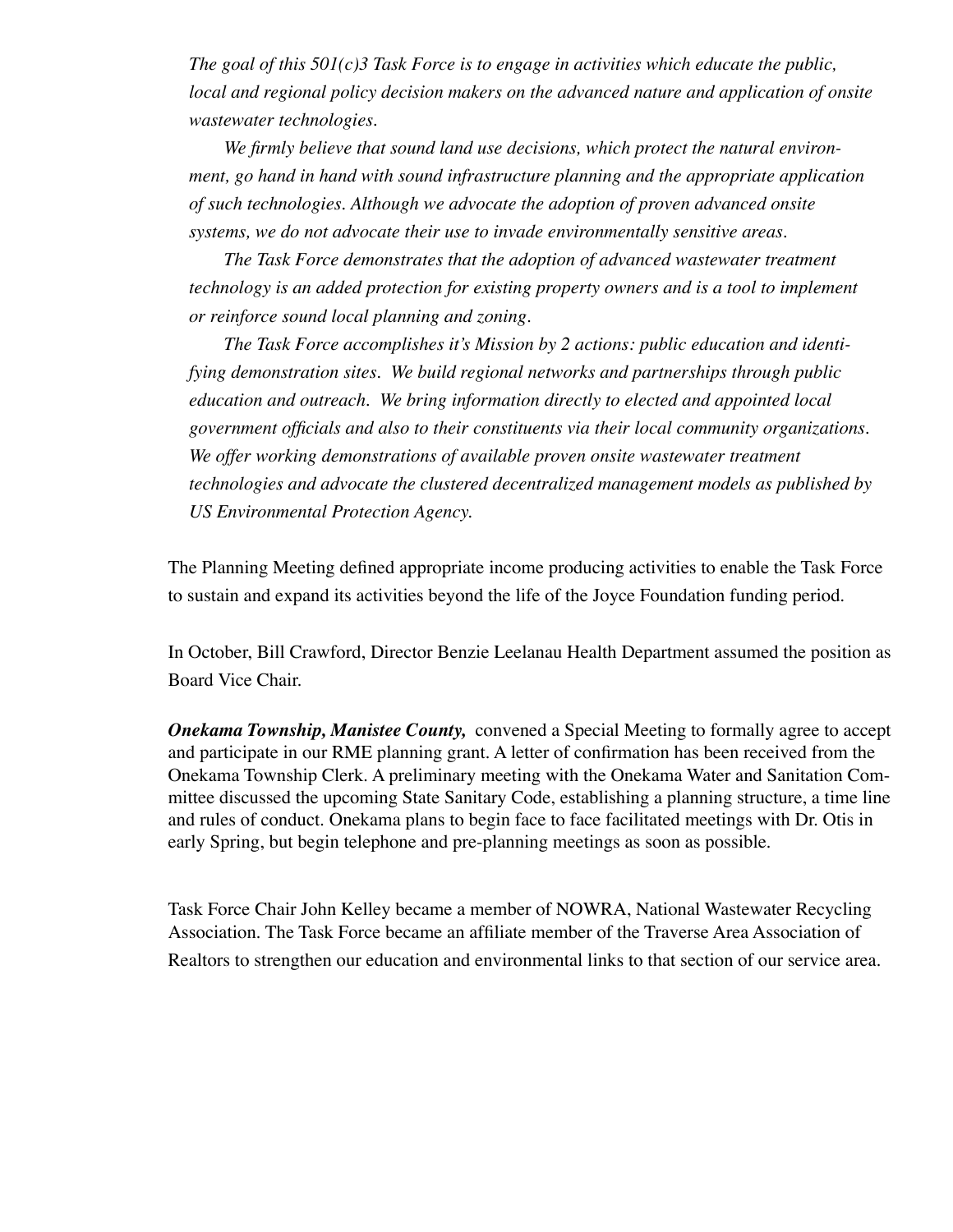*The goal of this 501(c)3 Task Force is to engage in activities which educate the public, local and regional policy decision makers on the advanced nature and application of onsite wastewater technologies.*

*We firmly believe that sound land use decisions, which protect the natural environment, go hand in hand with sound infrastructure planning and the appropriate application of such technologies. Although we advocate the adoption of proven advanced onsite systems, we do not advocate their use to invade environmentally sensitive areas.*

*The Task Force demonstrates that the adoption of advanced wastewater treatment technology is an added protection for existing property owners and is a tool to implement or reinforce sound local planning and zoning.*

*The Task Force accomplishes it's Mission by 2 actions: public education and identifying demonstration sites. We build regional networks and partnerships through public education and outreach. We bring information directly to elected and appointed local government officials and also to their constituents via their local community organizations. We offer working demonstrations of available proven onsite wastewater treatment technologies and advocate the clustered decentralized management models as published by US Environmental Protection Agency.*

The Planning Meeting defined appropriate income producing activities to enable the Task Force to sustain and expand its activities beyond the life of the Joyce Foundation funding period.

In October, Bill Crawford, Director Benzie Leelanau Health Department assumed the position as Board Vice Chair.

***Onekama Township, Manistee County,*** convened a Special Meeting to formally agree to accept and participate in our RME planning grant. A letter of confirmation has been received from the Onekama Township Clerk. A preliminary meeting with the Onekama Water and Sanitation Committee discussed the upcoming State Sanitary Code, establishing a planning structure, a time line and rules of conduct. Onekama plans to begin face to face facilitated meetings with Dr. Otis in early Spring, but begin telephone and pre-planning meetings as soon as possible.

Task Force Chair John Kelley became a member of NOWRA, National Wastewater Recycling Association. The Task Force became an affiliate member of the Traverse Area Association of Realtors to strengthen our education and environmental links to that section of our service area.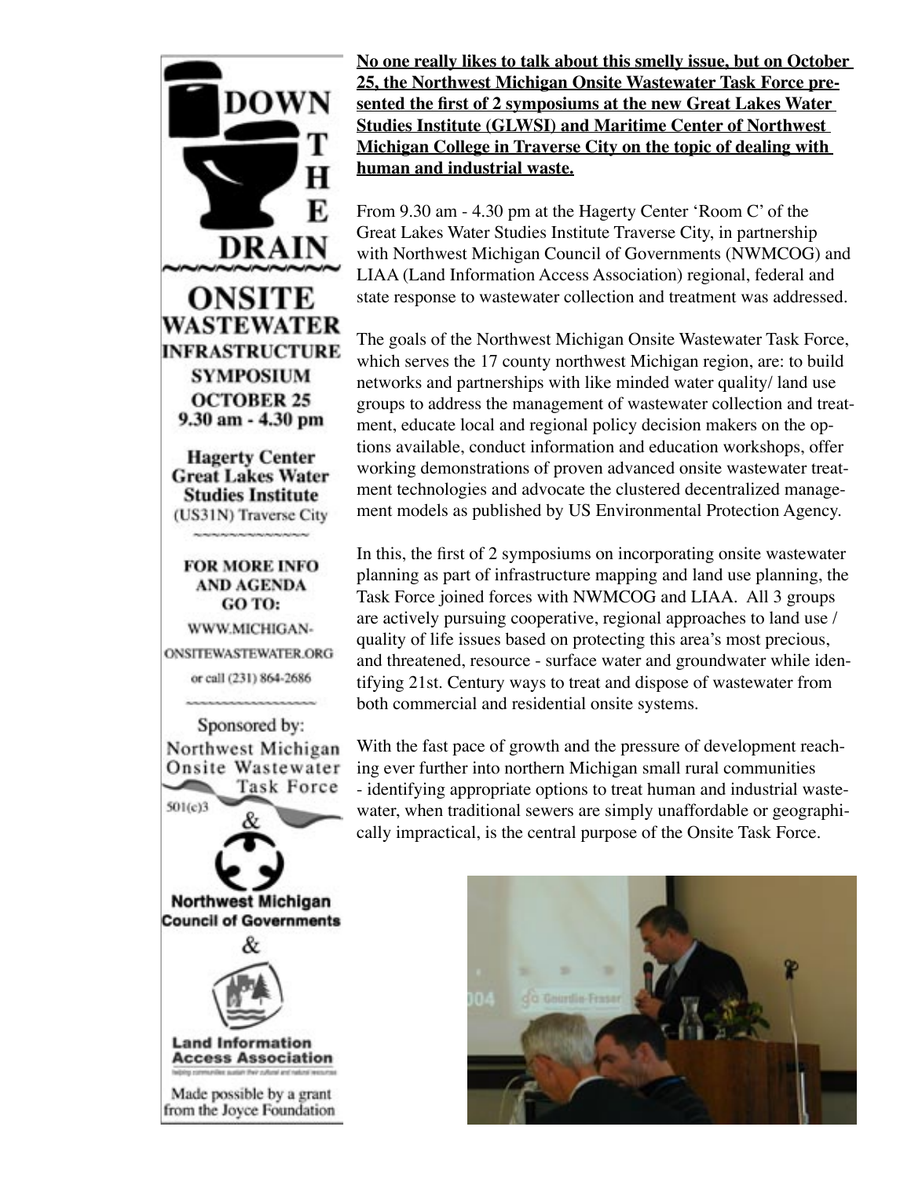# DOWN THE DRAIN

## ONSITE WASTEWATER INFRASTRUCTURE SYMPOSIUM

**OCTOBER 25**
**9.30 am - 4.30 pm**

**Hagerty Center**
**Great Lakes Water Studies Institute**
(US31N) Traverse City

**FOR MORE INFO AND AGENDA GO TO:**

WWW.MICHIGAN-ONSITEWASTEWATER.ORG

or call (231) 864-2686

Sponsored by:
Northwest Michigan Onsite Wastewater Task Force
501(c)3
&
**Northwest Michigan Council of Governments**
&
**Land Information Access Association**
helping communities sustain their cultural and natural resources

Made possible by a grant from the Joyce Foundation

**No one really likes to talk about this smelly issue, but on October 25, the Northwest Michigan Onsite Wastewater Task Force presented the first of 2 symposiums at the new Great Lakes Water Studies Institute (GLWSI) and Maritime Center of Northwest Michigan College in Traverse City on the topic of dealing with human and industrial waste.**

From 9.30 am - 4.30 pm at the Hagerty Center 'Room C' of the Great Lakes Water Studies Institute Traverse City, in partnership with Northwest Michigan Council of Governments (NWMCOG) and LIAA (Land Information Access Association) regional, federal and state response to wastewater collection and treatment was addressed.

The goals of the Northwest Michigan Onsite Wastewater Task Force, which serves the 17 county northwest Michigan region, are: to build networks and partnerships with like minded water quality/ land use groups to address the management of wastewater collection and treatment, educate local and regional policy decision makers on the options available, conduct information and education workshops, offer working demonstrations of proven advanced onsite wastewater treatment technologies and advocate the clustered decentralized management models as published by US Environmental Protection Agency.

In this, the first of 2 symposiums on incorporating onsite wastewater planning as part of infrastructure mapping and land use planning, the Task Force joined forces with NWMCOG and LIAA. All 3 groups are actively pursuing cooperative, regional approaches to land use / quality of life issues based on protecting this area's most precious, and threatened, resource - surface water and groundwater while identifying 21st. Century ways to treat and dispose of wastewater from both commercial and residential onsite systems.

With the fast pace of growth and the pressure of development reaching ever further into northern Michigan small rural communities - identifying appropriate options to treat human and industrial wastewater, when traditional sewers are simply unaffordable or geographically impractical, is the central purpose of the Onsite Task Force.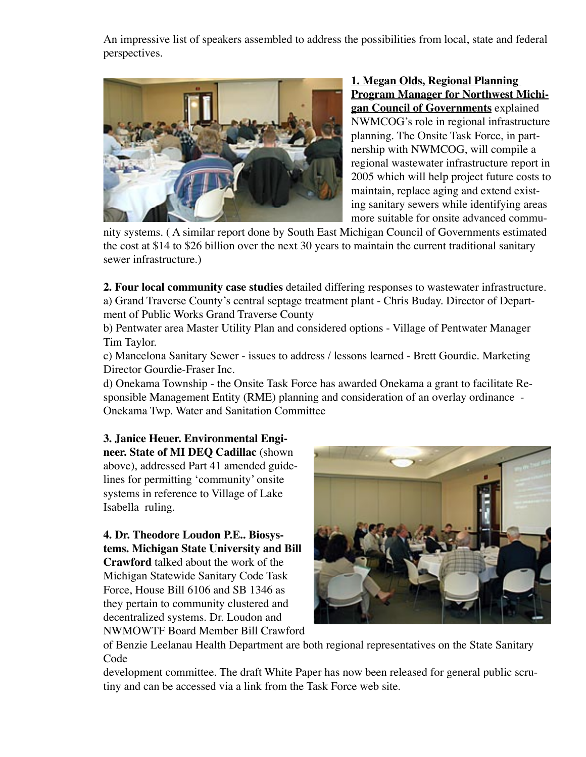An impressive list of speakers assembled to address the possibilities from local, state and federal perspectives.

**1. Megan Olds, Regional Planning Program Manager for Northwest Michigan Council of Governments** explained NWMCOG's role in regional infrastructure planning. The Onsite Task Force, in partnership with NWMCOG, will compile a regional wastewater infrastructure report in 2005 which will help project future costs to maintain, replace aging and extend existing sanitary sewers while identifying areas more suitable for onsite advanced community systems. ( A similar report done by South East Michigan Council of Governments estimated the cost at $14 to $26 billion over the next 30 years to maintain the current traditional sanitary sewer infrastructure.)

**2. Four local community case studies** detailed differing responses to wastewater infrastructure.
a) Grand Traverse County's central septage treatment plant - Chris Buday. Director of Department of Public Works Grand Traverse County
b) Pentwater area Master Utility Plan and considered options - Village of Pentwater Manager Tim Taylor.
c) Mancelona Sanitary Sewer - issues to address / lessons learned - Brett Gourdie. Marketing Director Gourdie-Fraser Inc.
d) Onekama Township - the Onsite Task Force has awarded Onekama a grant to facilitate Responsible Management Entity (RME) planning and consideration of an overlay ordinance - Onekama Twp. Water and Sanitation Committee

**3. Janice Heuer. Environmental Engineer. State of MI DEQ Cadillac** (shown above), addressed Part 41 amended guidelines for permitting 'community' onsite systems in reference to Village of Lake Isabella ruling.

**4. Dr. Theodore Loudon P.E.. Biosystems. Michigan State University and Bill Crawford** talked about the work of the Michigan Statewide Sanitary Code Task Force, House Bill 6106 and SB 1346 as they pertain to community clustered and decentralized systems. Dr. Loudon and NWMOWTF Board Member Bill Crawford of Benzie Leelanau Health Department are both regional representatives on the State Sanitary Code development committee. The draft White Paper has now been released for general public scrutiny and can be accessed via a link from the Task Force web site.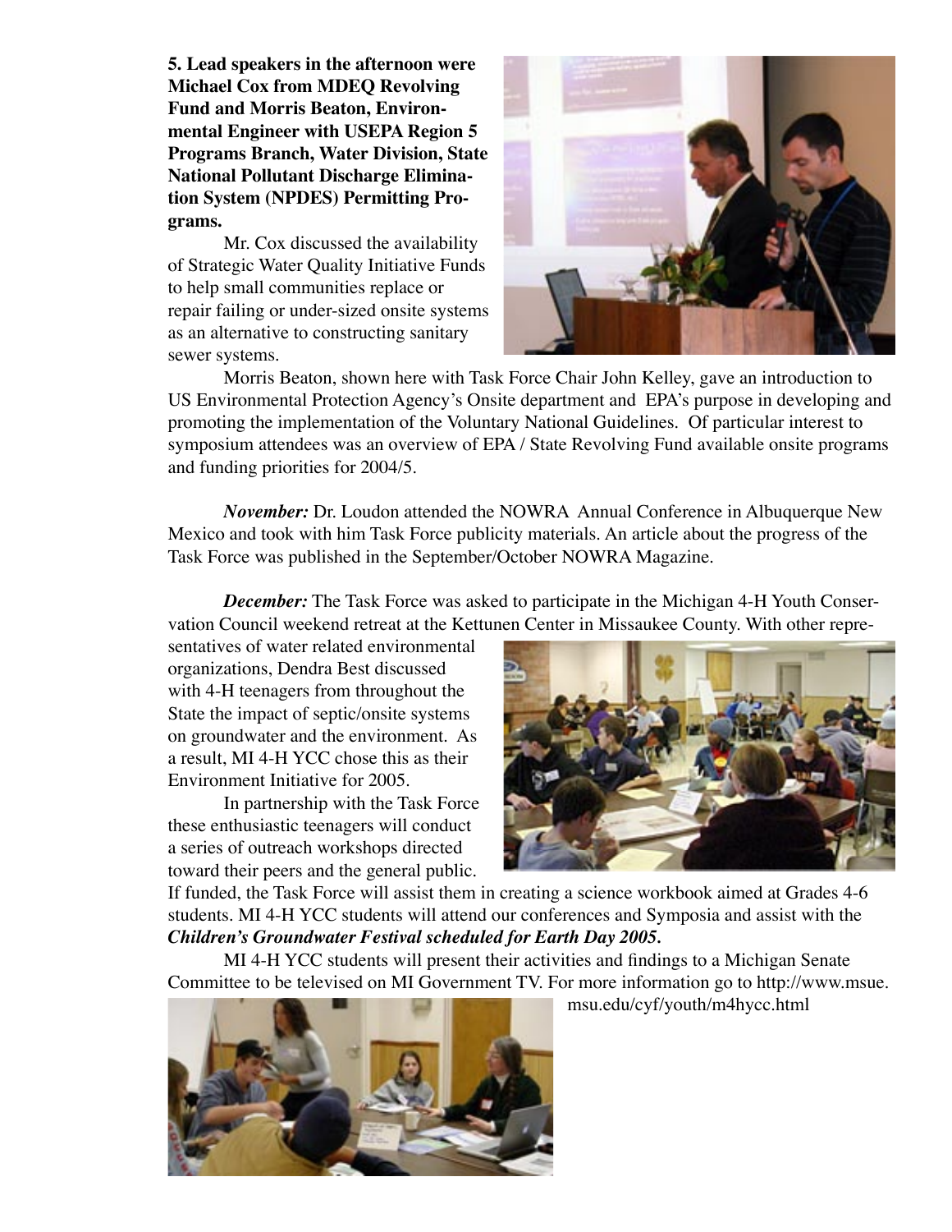**5. Lead speakers in the afternoon were Michael Cox from MDEQ Revolving Fund and Morris Beaton, Environmental Engineer with USEPA Region 5 Programs Branch, Water Division, State National Pollutant Discharge Elimination System (NPDES) Permitting Programs.**

Mr. Cox discussed the availability of Strategic Water Quality Initiative Funds to help small communities replace or repair failing or under-sized onsite systems as an alternative to constructing sanitary sewer systems.

Morris Beaton, shown here with Task Force Chair John Kelley, gave an introduction to US Environmental Protection Agency's Onsite department and EPA's purpose in developing and promoting the implementation of the Voluntary National Guidelines. Of particular interest to symposium attendees was an overview of EPA / State Revolving Fund available onsite programs and funding priorities for 2004/5.

***November:*** Dr. Loudon attended the NOWRA Annual Conference in Albuquerque New Mexico and took with him Task Force publicity materials. An article about the progress of the Task Force was published in the September/October NOWRA Magazine.

***December:*** The Task Force was asked to participate in the Michigan 4-H Youth Conservation Council weekend retreat at the Kettunen Center in Missaukee County. With other representatives of water related environmental organizations, Dendra Best discussed with 4-H teenagers from throughout the State the impact of septic/onsite systems on groundwater and the environment. As a result, MI 4-H YCC chose this as their Environment Initiative for 2005.

In partnership with the Task Force these enthusiastic teenagers will conduct a series of outreach workshops directed toward their peers and the general public. If funded, the Task Force will assist them in creating a science workbook aimed at Grades 4-6 students. MI 4-H YCC students will attend our conferences and Symposia and assist with the ***Children's Groundwater Festival scheduled for Earth Day 2005.***

MI 4-H YCC students will present their activities and findings to a Michigan Senate Committee to be televised on MI Government TV. For more information go to http://www.msue.msu.edu/cyf/youth/m4hycc.html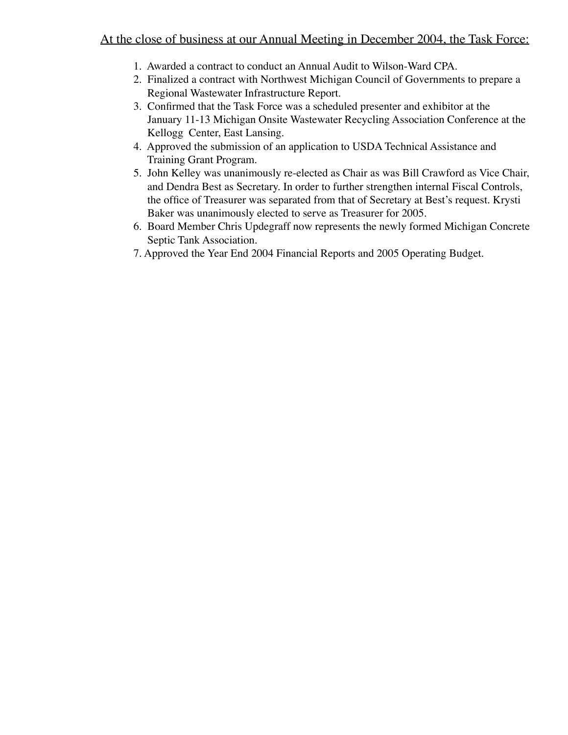At the close of business at our Annual Meeting in December 2004, the Task Force:

1. Awarded a contract to conduct an Annual Audit to Wilson-Ward CPA.
2. Finalized a contract with Northwest Michigan Council of Governments to prepare a Regional Wastewater Infrastructure Report.
3. Confirmed that the Task Force was a scheduled presenter and exhibitor at the January 11-13 Michigan Onsite Wastewater Recycling Association Conference at the Kellogg Center, East Lansing.
4. Approved the submission of an application to USDA Technical Assistance and Training Grant Program.
5. John Kelley was unanimously re-elected as Chair as was Bill Crawford as Vice Chair, and Dendra Best as Secretary. In order to further strengthen internal Fiscal Controls, the office of Treasurer was separated from that of Secretary at Best's request. Krysti Baker was unanimously elected to serve as Treasurer for 2005.
6. Board Member Chris Updegraff now represents the newly formed Michigan Concrete Septic Tank Association.
7. Approved the Year End 2004 Financial Reports and 2005 Operating Budget.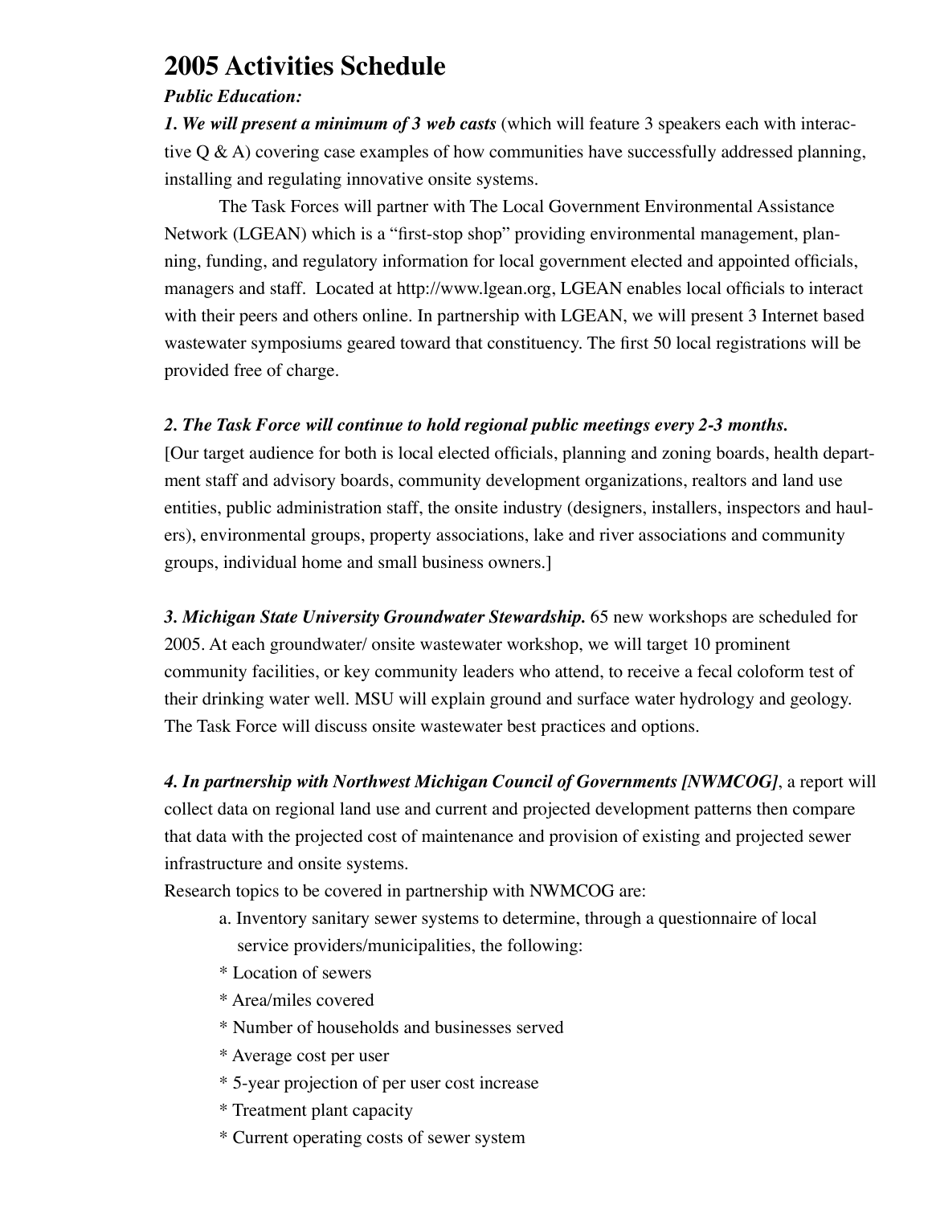# 2005 Activities Schedule

***Public Education:***

***1. We will present a minimum of 3 web casts*** (which will feature 3 speakers each with interactive Q & A) covering case examples of how communities have successfully addressed planning, installing and regulating innovative onsite systems.

The Task Forces will partner with The Local Government Environmental Assistance Network (LGEAN) which is a "first-stop shop" providing environmental management, planning, funding, and regulatory information for local government elected and appointed officials, managers and staff. Located at http://www.lgean.org, LGEAN enables local officials to interact with their peers and others online. In partnership with LGEAN, we will present 3 Internet based wastewater symposiums geared toward that constituency. The first 50 local registrations will be provided free of charge.

***2. The Task Force will continue to hold regional public meetings every 2-3 months.***

[Our target audience for both is local elected officials, planning and zoning boards, health department staff and advisory boards, community development organizations, realtors and land use entities, public administration staff, the onsite industry (designers, installers, inspectors and haulers), environmental groups, property associations, lake and river associations and community groups, individual home and small business owners.]

***3. Michigan State University Groundwater Stewardship.*** 65 new workshops are scheduled for 2005. At each groundwater/ onsite wastewater workshop, we will target 10 prominent community facilities, or key community leaders who attend, to receive a fecal coloform test of their drinking water well. MSU will explain ground and surface water hydrology and geology. The Task Force will discuss onsite wastewater best practices and options.

***4. In partnership with Northwest Michigan Council of Governments [NWMCOG]***, a report will collect data on regional land use and current and projected development patterns then compare that data with the projected cost of maintenance and provision of existing and projected sewer infrastructure and onsite systems.

Research topics to be covered in partnership with NWMCOG are:

a. Inventory sanitary sewer systems to determine, through a questionnaire of local service providers/municipalities, the following:

- Location of sewers
- Area/miles covered
- Number of households and businesses served
- Average cost per user
- 5-year projection of per user cost increase
- Treatment plant capacity
- Current operating costs of sewer system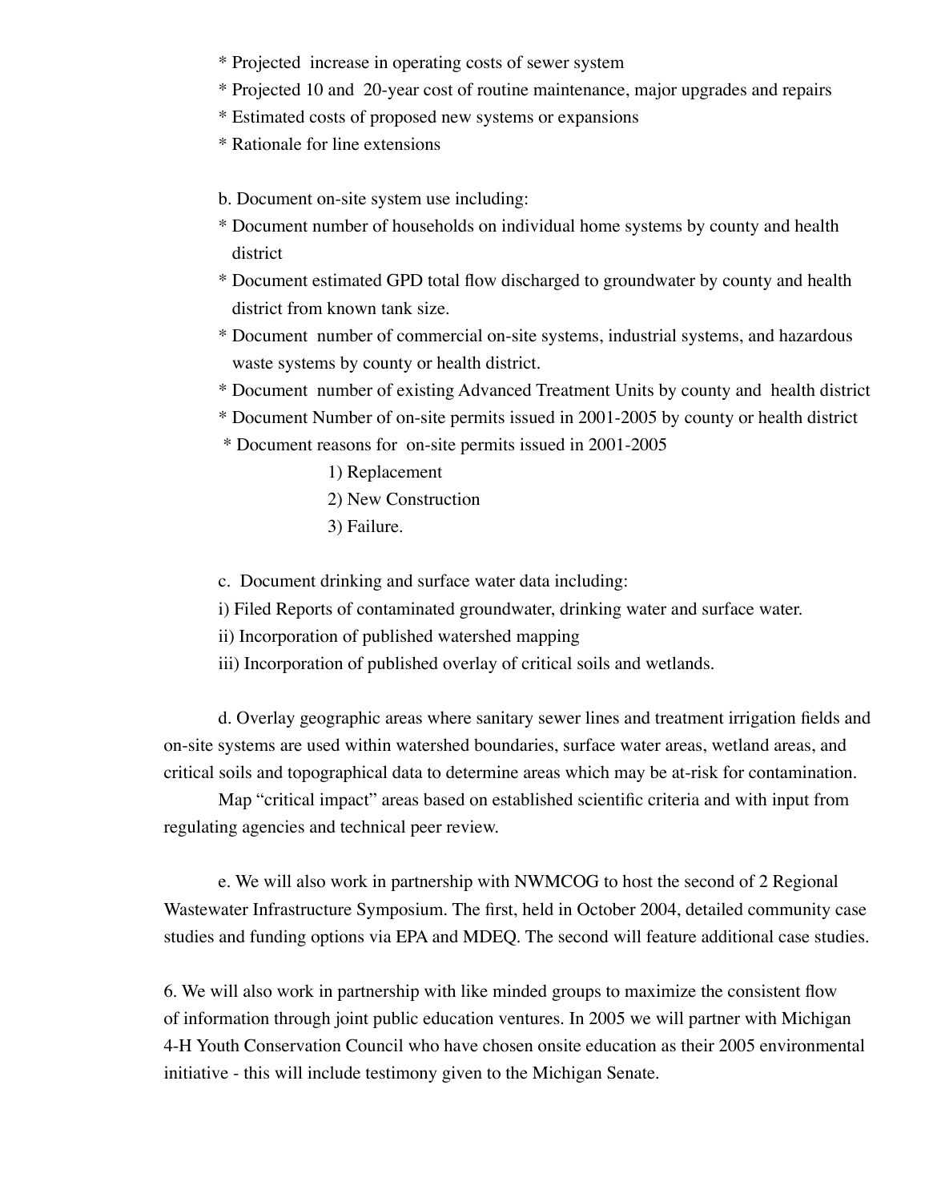* Projected increase in operating costs of sewer system
* Projected 10 and 20-year cost of routine maintenance, major upgrades and repairs
* Estimated costs of proposed new systems or expansions
* Rationale for line extensions

b. Document on-site system use including:

* Document number of households on individual home systems by county and health district
* Document estimated GPD total flow discharged to groundwater by county and health district from known tank size.
* Document number of commercial on-site systems, industrial systems, and hazardous waste systems by county or health district.
* Document number of existing Advanced Treatment Units by county and health district
* Document Number of on-site permits issued in 2001-2005 by county or health district
* Document reasons for on-site permits issued in 2001-2005
  1) Replacement
  2) New Construction
  3) Failure.

c. Document drinking and surface water data including:

i) Filed Reports of contaminated groundwater, drinking water and surface water.
ii) Incorporation of published watershed mapping
iii) Incorporation of published overlay of critical soils and wetlands.

d. Overlay geographic areas where sanitary sewer lines and treatment irrigation fields and on-site systems are used within watershed boundaries, surface water areas, wetland areas, and critical soils and topographical data to determine areas which may be at-risk for contamination.

Map "critical impact" areas based on established scientific criteria and with input from regulating agencies and technical peer review.

e. We will also work in partnership with NWMCOG to host the second of 2 Regional Wastewater Infrastructure Symposium. The first, held in October 2004, detailed community case studies and funding options via EPA and MDEQ. The second will feature additional case studies.

6. We will also work in partnership with like minded groups to maximize the consistent flow of information through joint public education ventures. In 2005 we will partner with Michigan 4-H Youth Conservation Council who have chosen onsite education as their 2005 environmental initiative - this will include testimony given to the Michigan Senate.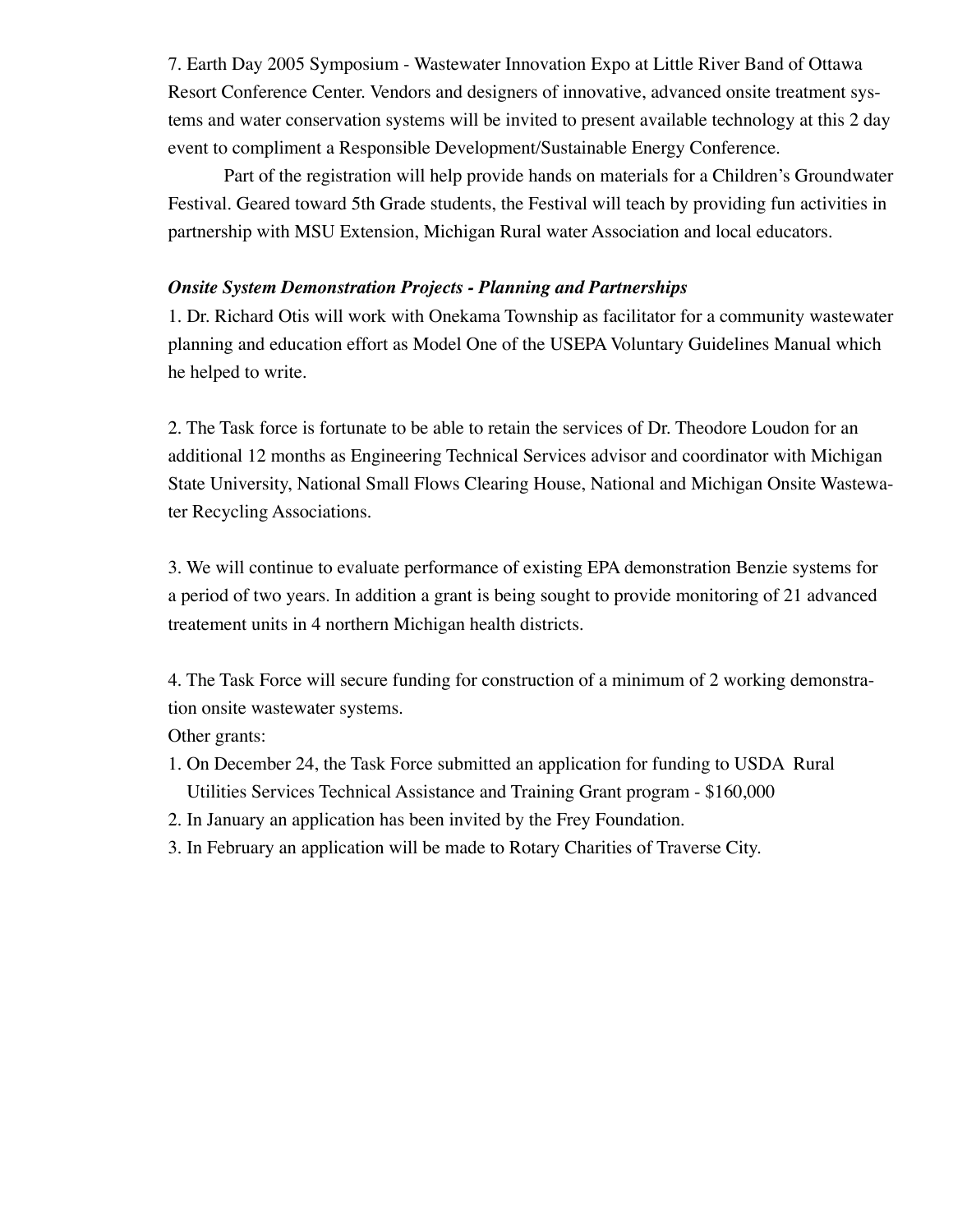7. Earth Day 2005 Symposium - Wastewater Innovation Expo at Little River Band of Ottawa Resort Conference Center. Vendors and designers of innovative, advanced onsite treatment systems and water conservation systems will be invited to present available technology at this 2 day event to compliment a Responsible Development/Sustainable Energy Conference.

Part of the registration will help provide hands on materials for a Children's Groundwater Festival. Geared toward 5th Grade students, the Festival will teach by providing fun activities in partnership with MSU Extension, Michigan Rural water Association and local educators.

***Onsite System Demonstration Projects - Planning and Partnerships***

1. Dr. Richard Otis will work with Onekama Township as facilitator for a community wastewater planning and education effort as Model One of the USEPA Voluntary Guidelines Manual which he helped to write.

2. The Task force is fortunate to be able to retain the services of Dr. Theodore Loudon for an additional 12 months as Engineering Technical Services advisor and coordinator with Michigan State University, National Small Flows Clearing House, National and Michigan Onsite Wastewater Recycling Associations.

3. We will continue to evaluate performance of existing EPA demonstration Benzie systems for a period of two years. In addition a grant is being sought to provide monitoring of 21 advanced treatement units in 4 northern Michigan health districts.

4. The Task Force will secure funding for construction of a minimum of 2 working demonstration onsite wastewater systems.

Other grants:

1. On December 24, the Task Force submitted an application for funding to USDA Rural Utilities Services Technical Assistance and Training Grant program - $160,000
2. In January an application has been invited by the Frey Foundation.
3. In February an application will be made to Rotary Charities of Traverse City.